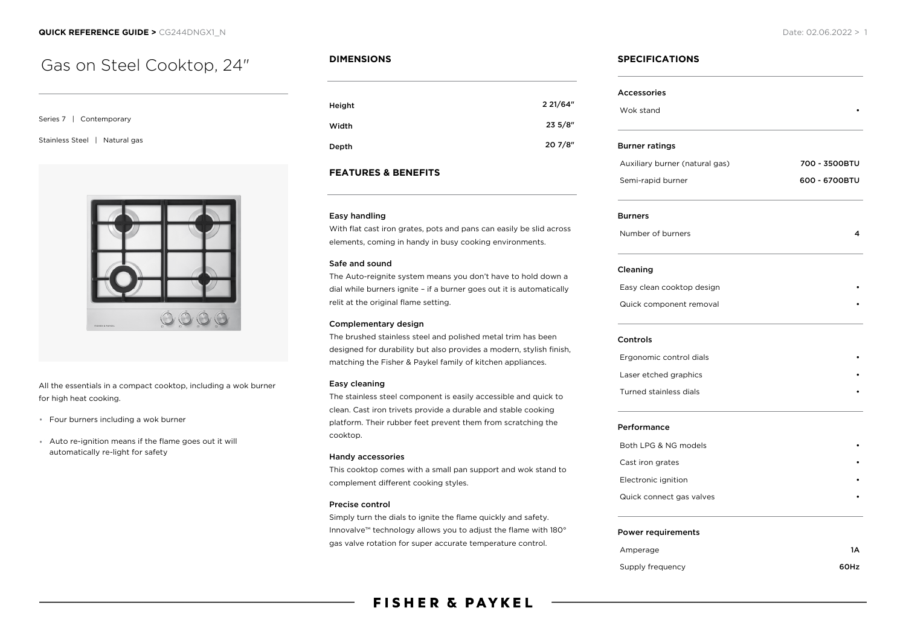**QUICK REFERENCE GUIDE >** CG244DNGX1_N

Date: 02.06.2022

# Gas on Steel Cooktop, 24″

Series 7 | Contemporary

Stainless Steel | Natural gas

All the essentials in a compact cooktop, including a wok burner for high heat cooking.

- Four burners including a wok burner
- Auto re-ignition means if the flame goes out it will automatically re-light for safety

## DIMENSIONS

| | |
|---|---|
| Height | 2 21/64″ |
| Width | 23 5/8″ |
| Depth | 20 7/8″ |

## FEATURES & BENEFITS

**Easy handling**

With flat cast iron grates, pots and pans can easily be slid across elements, coming in handy in busy cooking environments.

**Safe and sound**

The Auto-reignite system means you don't have to hold down a dial while burners ignite – if a burner goes out it is automatically relit at the original flame setting.

**Complementary design**

The brushed stainless steel and polished metal trim has been designed for durability but also provides a modern, stylish finish, matching the Fisher & Paykel family of kitchen appliances.

**Easy cleaning**

The stainless steel component is easily accessible and quick to clean. Cast iron trivets provide a durable and stable cooking platform. Their rubber feet prevent them from scratching the cooktop.

**Handy accessories**

This cooktop comes with a small pan support and wok stand to complement different cooking styles.

**Precise control**

Simply turn the dials to ignite the flame quickly and safety. Innovalve™ technology allows you to adjust the flame with 180° gas valve rotation for super accurate temperature control.

## SPECIFICATIONS

**Accessories**

| | |
|---|---|
| Wok stand | • |

**Burner ratings**

| | |
|---|---|
| Auxiliary burner (natural gas) | 700 - 3500BTU |
| Semi-rapid burner | 600 - 6700BTU |

**Burners**

| | |
|---|---|
| Number of burners | 4 |

**Cleaning**

| | |
|---|---|
| Easy clean cooktop design | • |
| Quick component removal | • |

**Controls**

| | |
|---|---|
| Ergonomic control dials | • |
| Laser etched graphics | • |
| Turned stainless dials | • |

**Performance**

| | |
|---|---|
| Both LPG & NG models | • |
| Cast iron grates | • |
| Electronic ignition | • |
| Quick connect gas valves | • |

**Power requirements**

| | |
|---|---|
| Amperage | 1A |
| Supply frequency | 60Hz |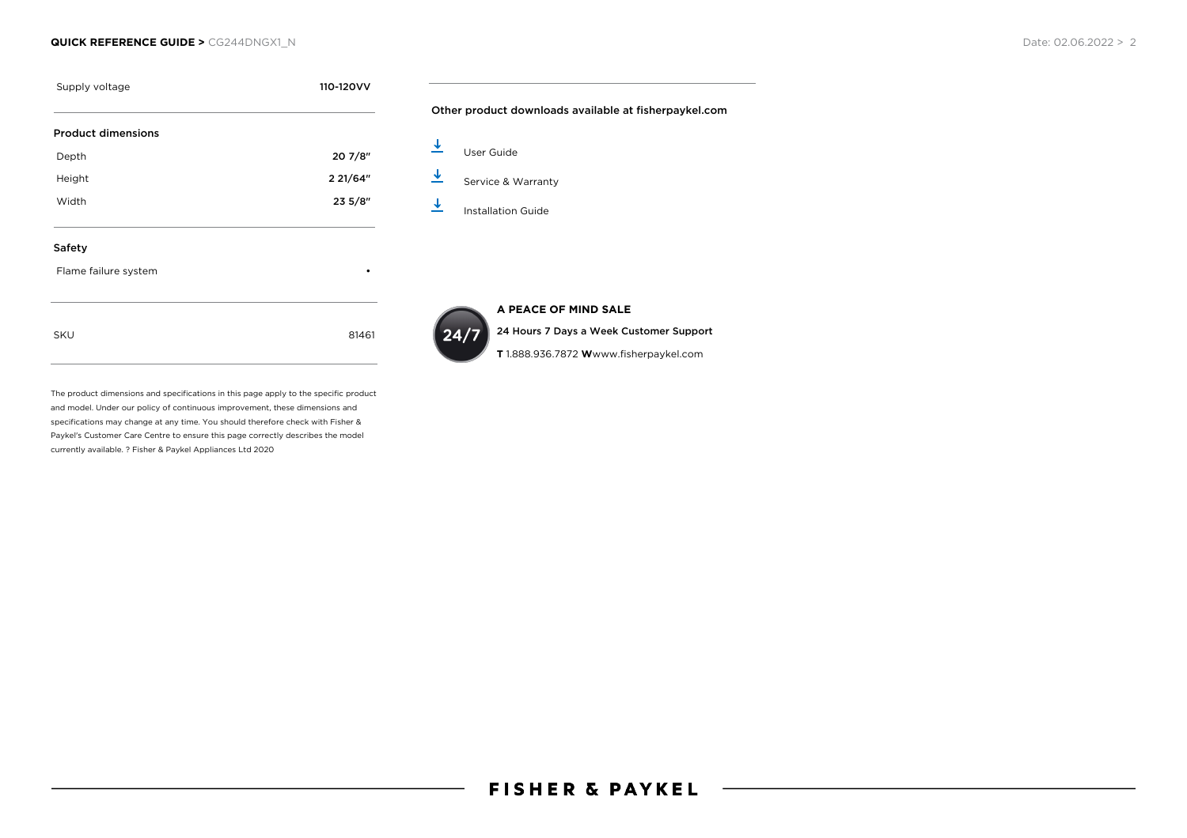| | |
|---|---|
| Supply voltage | 110-120VV |

## Product dimensions

| | |
|---|---|
| Depth | 20 7/8" |
| Height | 2 21/64" |
| Width | 23 5/8" |

## Safety

| | |
|---|---|
| Flame failure system | • |

| | |
|---|---|
| SKU | 81461 |

The product dimensions and specifications in this page apply to the specific product and model. Under our policy of continuous improvement, these dimensions and specifications may change at any time. You should therefore check with Fisher & Paykel's Customer Care Centre to ensure this page correctly describes the model currently available. ? Fisher & Paykel Appliances Ltd 2020

Other product downloads available at fisherpaykel.com

- User Guide
- Service & Warranty
- Installation Guide

24/7

**A PEACE OF MIND SALE**

24 Hours 7 Days a Week Customer Support

**T** 1.888.936.7872 **W**www.fisherpaykel.com

FISHER & PAYKEL